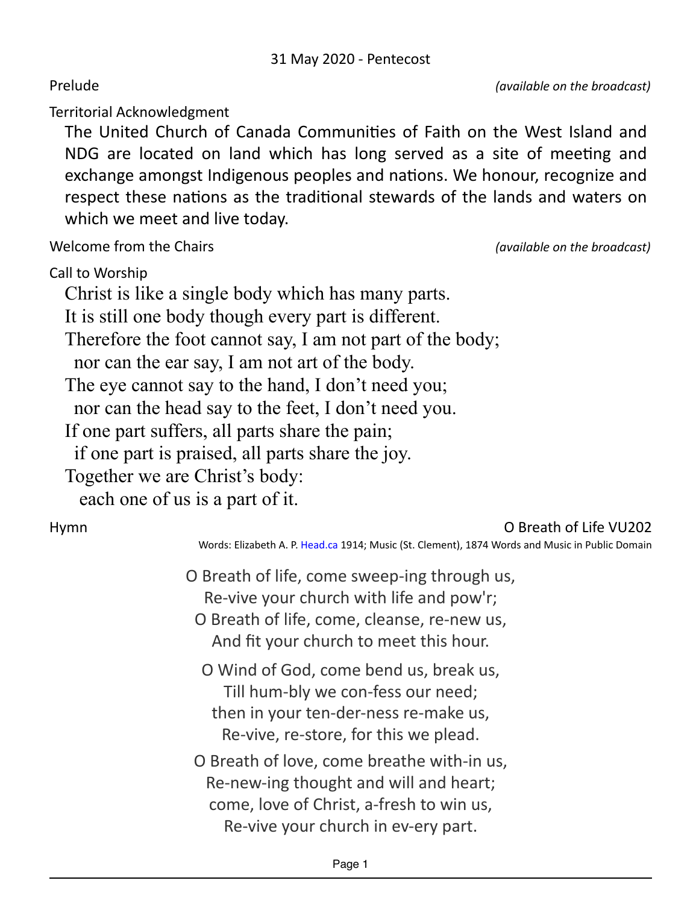31 May 2020 - Pentecost

Prelude *(available on the broadcast)*

Territorial Acknowledgment

The United Church of Canada Communities of Faith on the West Island and NDG are located on land which has long served as a site of meeting and exchange amongst Indigenous peoples and nations. We honour, recognize and respect these nations as the traditional stewards of the lands and waters on which we meet and live today.

Welcome from the Chairs *(available on the broadcast)*

Call to Worship

Christ is like a single body which has many parts.  
It is still one body though every part is different.  
Therefore the foot cannot say, I am not part of the body;  
  nor can the ear say, I am not art of the body.  
The eye cannot say to the hand, I don't need you;  
  nor can the head say to the feet, I don't need you.  
If one part suffers, all parts share the pain;  
  if one part is praised, all parts share the joy.  
Together we are Christ's body:  
  each one of us is a part of it.

Hymn O Breath of Life VU202

Words: Elizabeth A. P. Head.ca 1914; Music (St. Clement), 1874 Words and Music in Public Domain

O Breath of life, come sweep-ing through us,  
Re-vive your church with life and pow'r;  
O Breath of life, come, cleanse, re-new us,  
And fit your church to meet this hour.

O Wind of God, come bend us, break us,  
Till hum-bly we con-fess our need;  
then in your ten-der-ness re-make us,  
Re-vive, re-store, for this we plead.

O Breath of love, come breathe with-in us,  
Re-new-ing thought and will and heart;  
come, love of Christ, a-fresh to win us,  
Re-vive your church in ev-ery part.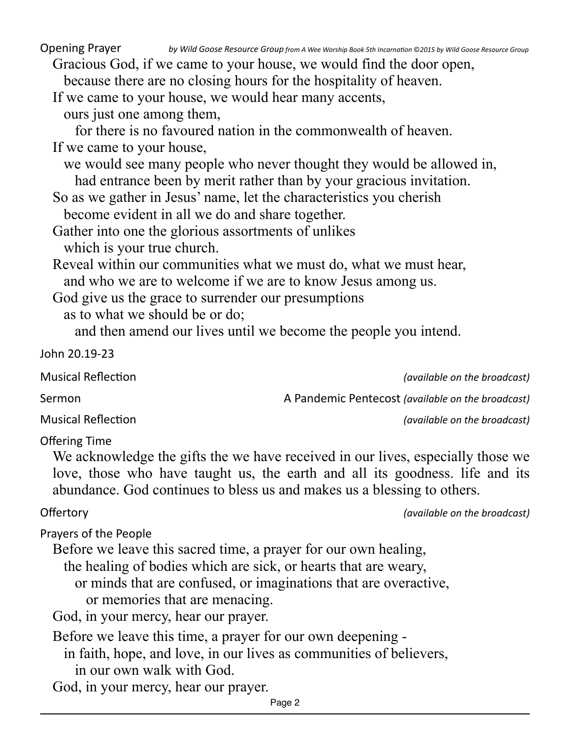### Opening Prayer *by Wild Goose Resource Group from A Wee Worship Book 5th Incarnation ©2015 by Wild Goose Resource Group*

Gracious God, if we came to your house, we would find the door open,
because there are no closing hours for the hospitality of heaven.
If we came to your house, we would hear many accents,
ours just one among them,
for there is no favoured nation in the commonwealth of heaven.
If we came to your house,
we would see many people who never thought they would be allowed in,
had entrance been by merit rather than by your gracious invitation.
So as we gather in Jesus' name, let the characteristics you cherish
become evident in all we do and share together.
Gather into one the glorious assortments of unlikes
which is your true church.
Reveal within our communities what we must do, what we must hear,
and who we are to welcome if we are to know Jesus among us.
God give us the grace to surrender our presumptions
as to what we should be or do;
and then amend our lives until we become the people you intend.

### John 20.19-23

### Musical Reflection *(available on the broadcast)*

### Sermon — A Pandemic Pentecost *(available on the broadcast)*

### Musical Reflection *(available on the broadcast)*

### Offering Time

We acknowledge the gifts the we have received in our lives, especially those we love, those who have taught us, the earth and all its goodness. life and its abundance. God continues to bless us and makes us a blessing to others.

### Offertory *(available on the broadcast)*

### Prayers of the People

Before we leave this sacred time, a prayer for our own healing,
the healing of bodies which are sick, or hearts that are weary,
or minds that are confused, or imaginations that are overactive,
or memories that are menacing.
God, in your mercy, hear our prayer.

Before we leave this time, a prayer for our own deepening -
in faith, hope, and love, in our lives as communities of believers,
in our own walk with God.
God, in your mercy, hear our prayer.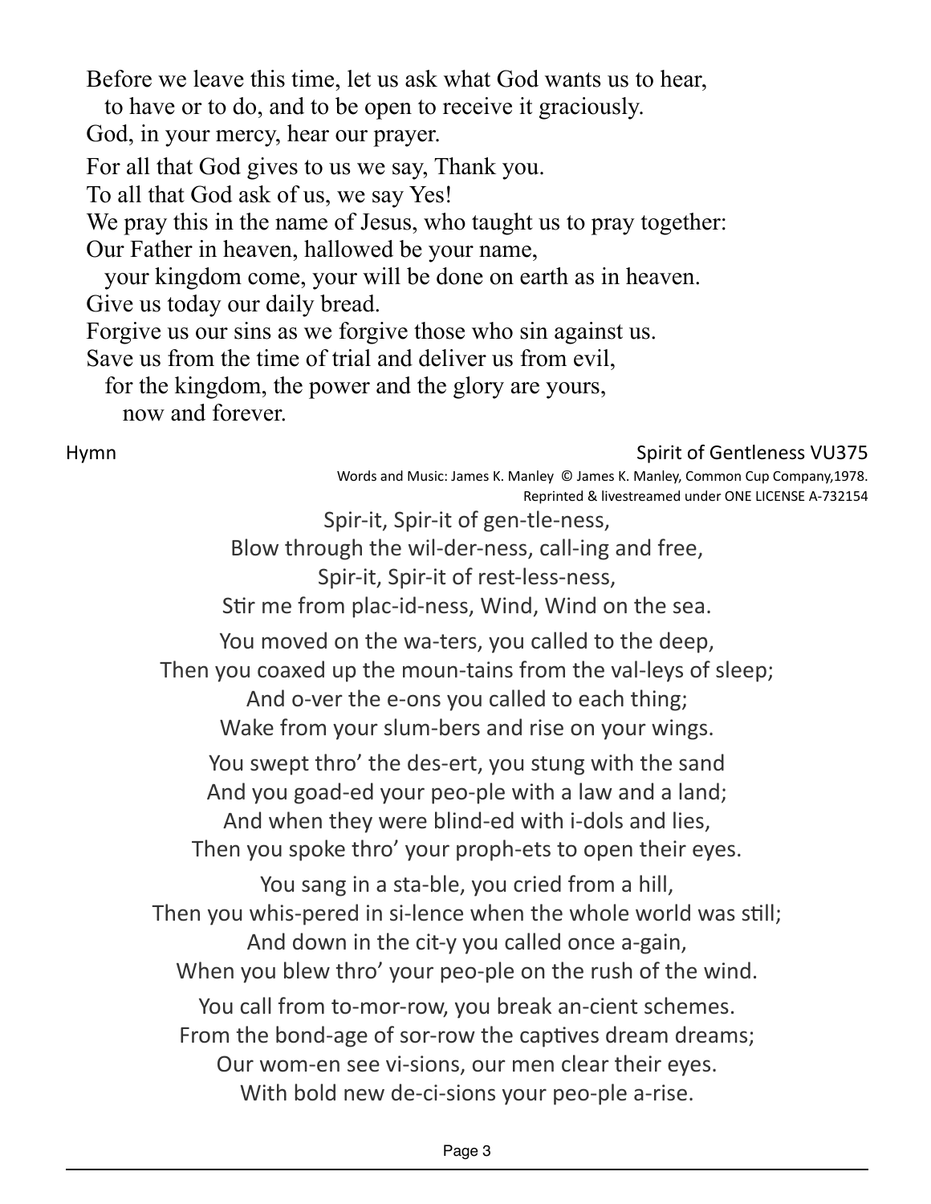Before we leave this time, let us ask what God wants us to hear,
to have or to do, and to be open to receive it graciously.
God, in your mercy, hear our prayer.

For all that God gives to us we say, Thank you.
To all that God ask of us, we say Yes!
We pray this in the name of Jesus, who taught us to pray together:
Our Father in heaven, hallowed be your name,
your kingdom come, your will be done on earth as in heaven.
Give us today our daily bread.
Forgive us our sins as we forgive those who sin against us.
Save us from the time of trial and deliver us from evil,
for the kingdom, the power and the glory are yours,
now and forever.

Hymn — Spirit of Gentleness VU375

Words and Music: James K. Manley © James K. Manley, Common Cup Company,1978.
Reprinted & livestreamed under ONE LICENSE A-732154

Spir-it, Spir-it of gen-tle-ness,
Blow through the wil-der-ness, call-ing and free,
Spir-it, Spir-it of rest-less-ness,
Stir me from plac-id-ness, Wind, Wind on the sea.

You moved on the wa-ters, you called to the deep,
Then you coaxed up the moun-tains from the val-leys of sleep;
And o-ver the e-ons you called to each thing;
Wake from your slum-bers and rise on your wings.

You swept thro' the des-ert, you stung with the sand
And you goad-ed your peo-ple with a law and a land;
And when they were blind-ed with i-dols and lies,
Then you spoke thro' your proph-ets to open their eyes.

You sang in a sta-ble, you cried from a hill,
Then you whis-pered in si-lence when the whole world was still;
And down in the cit-y you called once a-gain,
When you blew thro' your peo-ple on the rush of the wind.

You call from to-mor-row, you break an-cient schemes.
From the bond-age of sor-row the captives dream dreams;
Our wom-en see vi-sions, our men clear their eyes.
With bold new de-ci-sions your peo-ple a-rise.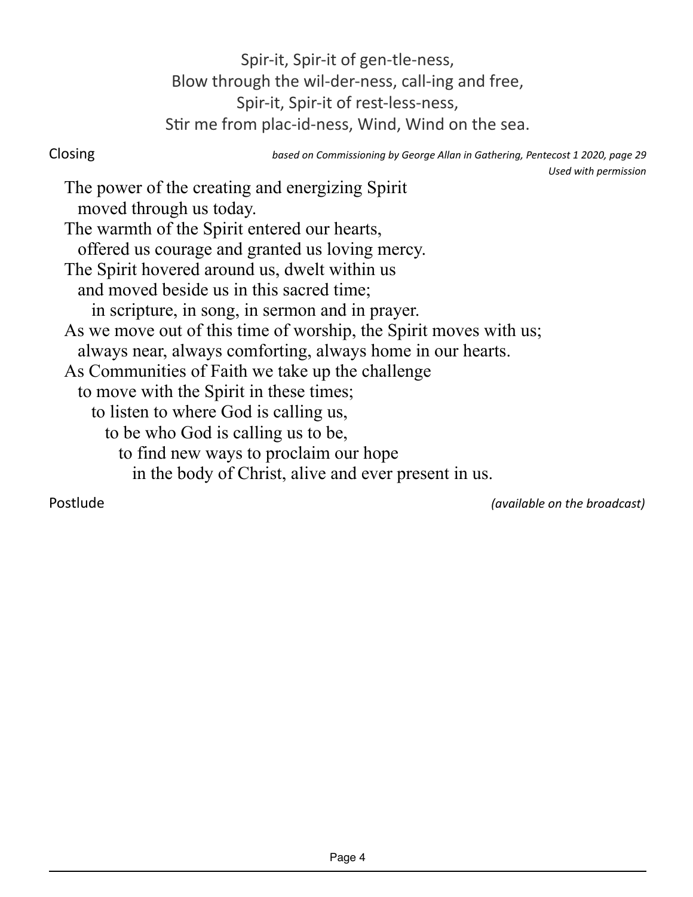Spir-it, Spir-it of gen-tle-ness,
Blow through the wil-der-ness, call-ing and free,
Spir-it, Spir-it of rest-less-ness,
Stir me from plac-id-ness, Wind, Wind on the sea.

Closing *based on Commissioning by George Allan in Gathering, Pentecost 1 2020, page 29*
*Used with permission*

The power of the creating and energizing Spirit
moved through us today.
The warmth of the Spirit entered our hearts,
offered us courage and granted us loving mercy.
The Spirit hovered around us, dwelt within us
and moved beside us in this sacred time;
in scripture, in song, in sermon and in prayer.
As we move out of this time of worship, the Spirit moves with us;
always near, always comforting, always home in our hearts.
As Communities of Faith we take up the challenge
to move with the Spirit in these times;
to listen to where God is calling us,
to be who God is calling us to be,
to find new ways to proclaim our hope
in the body of Christ, alive and ever present in us.

Postlude *(available on the broadcast)*